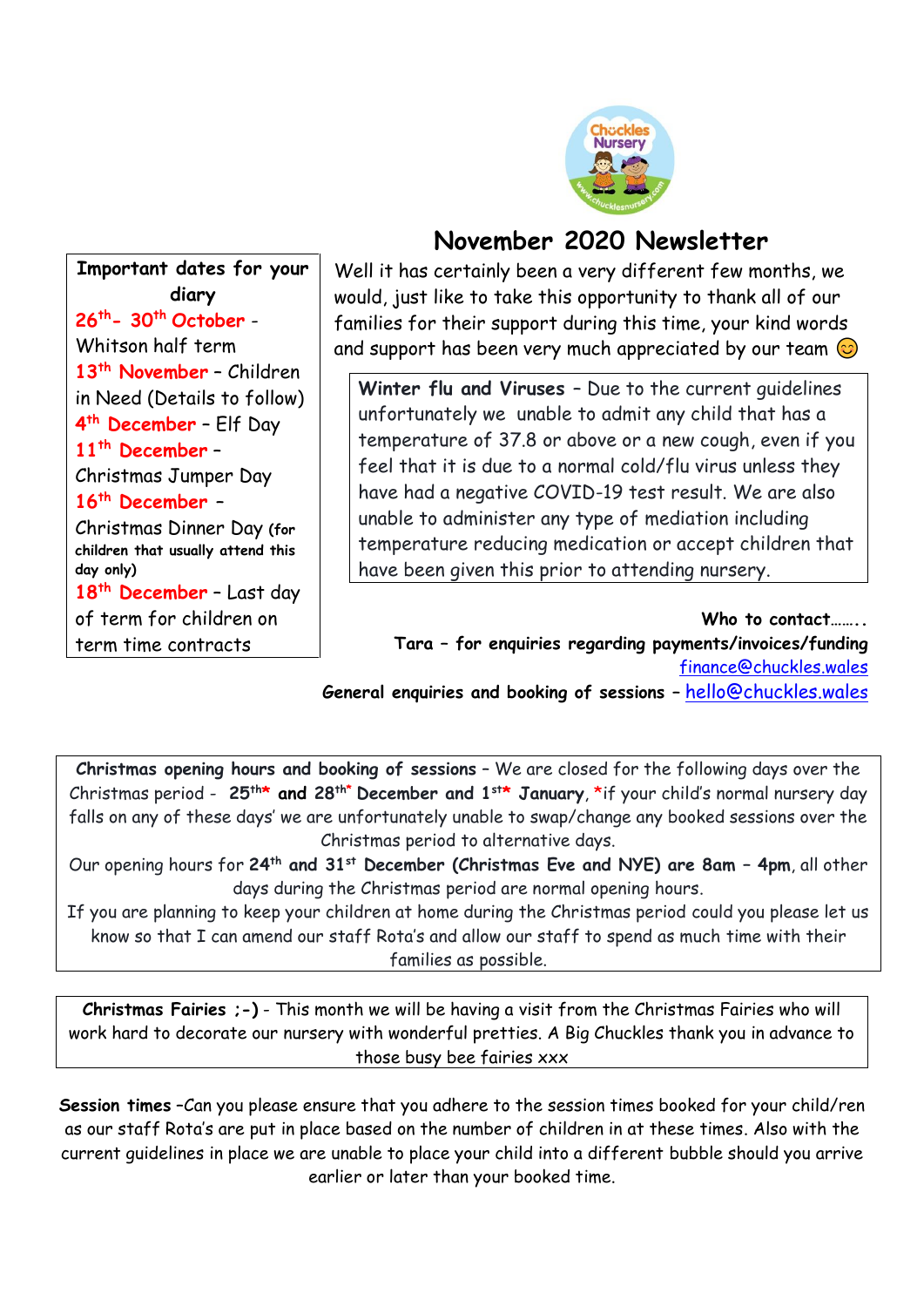# November 2020 Newsletter

**Important dates for your diary**

**26th- 30th October** - Whitson half term

**13th November** – Children in Need (Details to follow)

**4th December** – Elf Day

**11th December** – Christmas Jumper Day

**16th December** – Christmas Dinner Day (for children that usually attend this day only)

**18th December** – Last day of term for children on term time contracts

Well it has certainly been a very different few months, we would, just like to take this opportunity to thank all of our families for their support during this time, your kind words and support has been very much appreciated by our team 😊

**Winter flu and Viruses** – Due to the current guidelines unfortunately we unable to admit any child that has a temperature of 37.8 or above or a new cough, even if you feel that it is due to a normal cold/flu virus unless they have had a negative COVID-19 test result. We are also unable to administer any type of mediation including temperature reducing medication or accept children that have been given this prior to attending nursery.

**Who to contact……..**

**Tara – for enquiries regarding payments/invoices/funding** finance@chuckles.wales

**General enquiries and booking of sessions** – hello@chuckles.wales

**Christmas opening hours and booking of sessions** – We are closed for the following days over the Christmas period - **25th\* and 28th\* December and 1st\* January**, \*if your child's normal nursery day falls on any of these days' we are unfortunately unable to swap/change any booked sessions over the Christmas period to alternative days.

Our opening hours for **24th and 31st December (Christmas Eve and NYE) are 8am – 4pm**, all other days during the Christmas period are normal opening hours.

If you are planning to keep your children at home during the Christmas period could you please let us know so that I can amend our staff Rota's and allow our staff to spend as much time with their families as possible.

**Christmas Fairies ;-)** - This month we will be having a visit from the Christmas Fairies who will work hard to decorate our nursery with wonderful pretties. A Big Chuckles thank you in advance to those busy bee fairies xxx

**Session times** –Can you please ensure that you adhere to the session times booked for your child/ren as our staff Rota's are put in place based on the number of children in at these times. Also with the current guidelines in place we are unable to place your child into a different bubble should you arrive earlier or later than your booked time.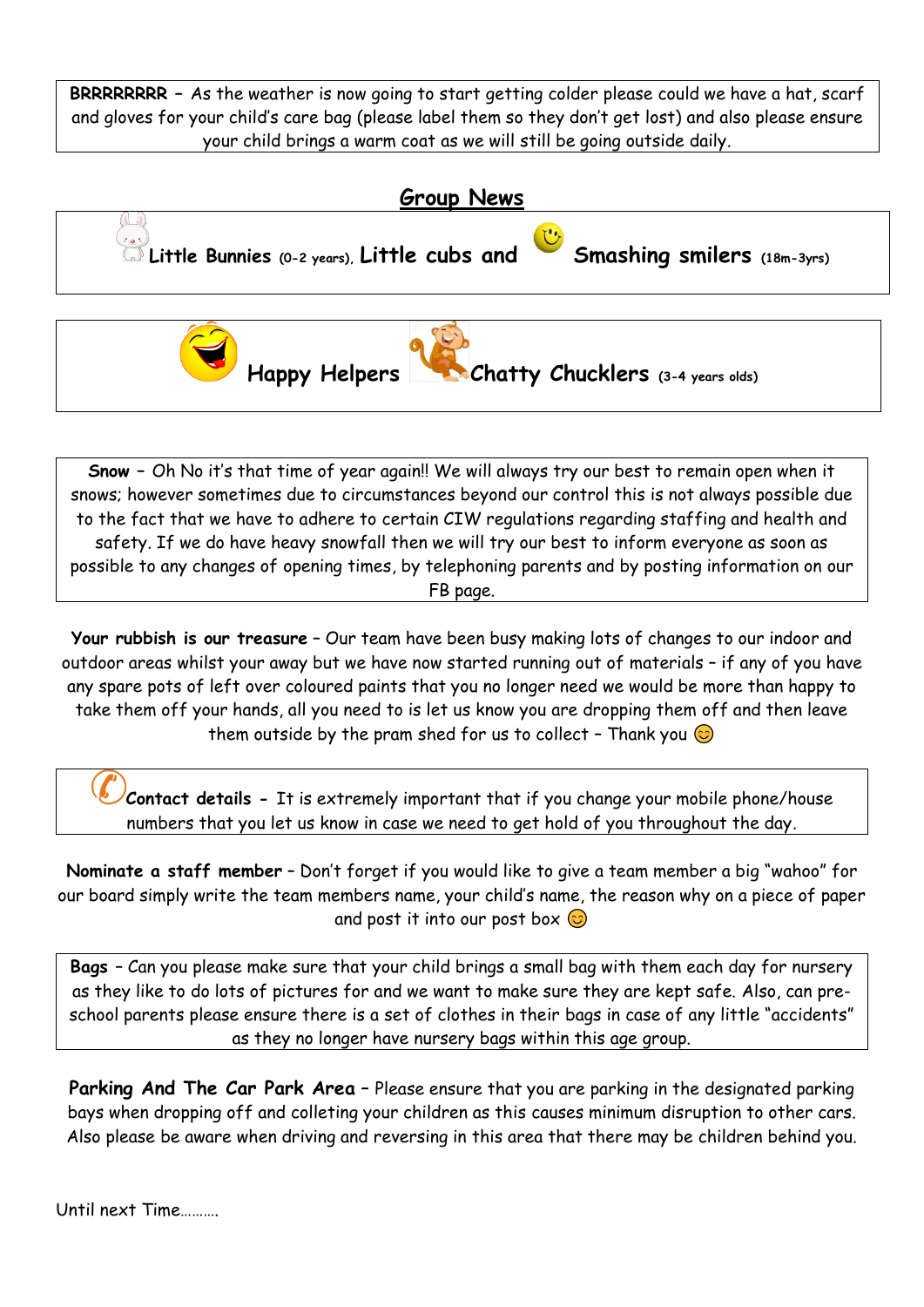**BRRRRRRRR** – As the weather is now going to start getting colder please could we have a hat, scarf and gloves for your child's care bag (please label them so they don't get lost) and also please ensure your child brings a warm coat as we will still be going outside daily.

## Group News

**Little Bunnies** (0-2 years), **Little cubs and Smashing smilers** (18m-3yrs)

**Happy Helpers Chatty Chucklers** (3-4 years olds)

**Snow** – Oh No it's that time of year again!! We will always try our best to remain open when it snows; however sometimes due to circumstances beyond our control this is not always possible due to the fact that we have to adhere to certain CIW regulations regarding staffing and health and safety. If we do have heavy snowfall then we will try our best to inform everyone as soon as possible to any changes of opening times, by telephoning parents and by posting information on our FB page.

**Your rubbish is our treasure** – Our team have been busy making lots of changes to our indoor and outdoor areas whilst your away but we have now started running out of materials – if any of you have any spare pots of left over coloured paints that you no longer need we would be more than happy to take them off your hands, all you need to is let us know you are dropping them off and then leave them outside by the pram shed for us to collect – Thank you 😊

**Contact details** - It is extremely important that if you change your mobile phone/house numbers that you let us know in case we need to get hold of you throughout the day.

**Nominate a staff member** – Don't forget if you would like to give a team member a big "wahoo" for our board simply write the team members name, your child's name, the reason why on a piece of paper and post it into our post box 😊

**Bags** – Can you please make sure that your child brings a small bag with them each day for nursery as they like to do lots of pictures for and we want to make sure they are kept safe. Also, can pre-school parents please ensure there is a set of clothes in their bags in case of any little "accidents" as they no longer have nursery bags within this age group.

**Parking And The Car Park Area** – Please ensure that you are parking in the designated parking bays when dropping off and colleting your children as this causes minimum disruption to other cars. Also please be aware when driving and reversing in this area that there may be children behind you.

Until next Time……….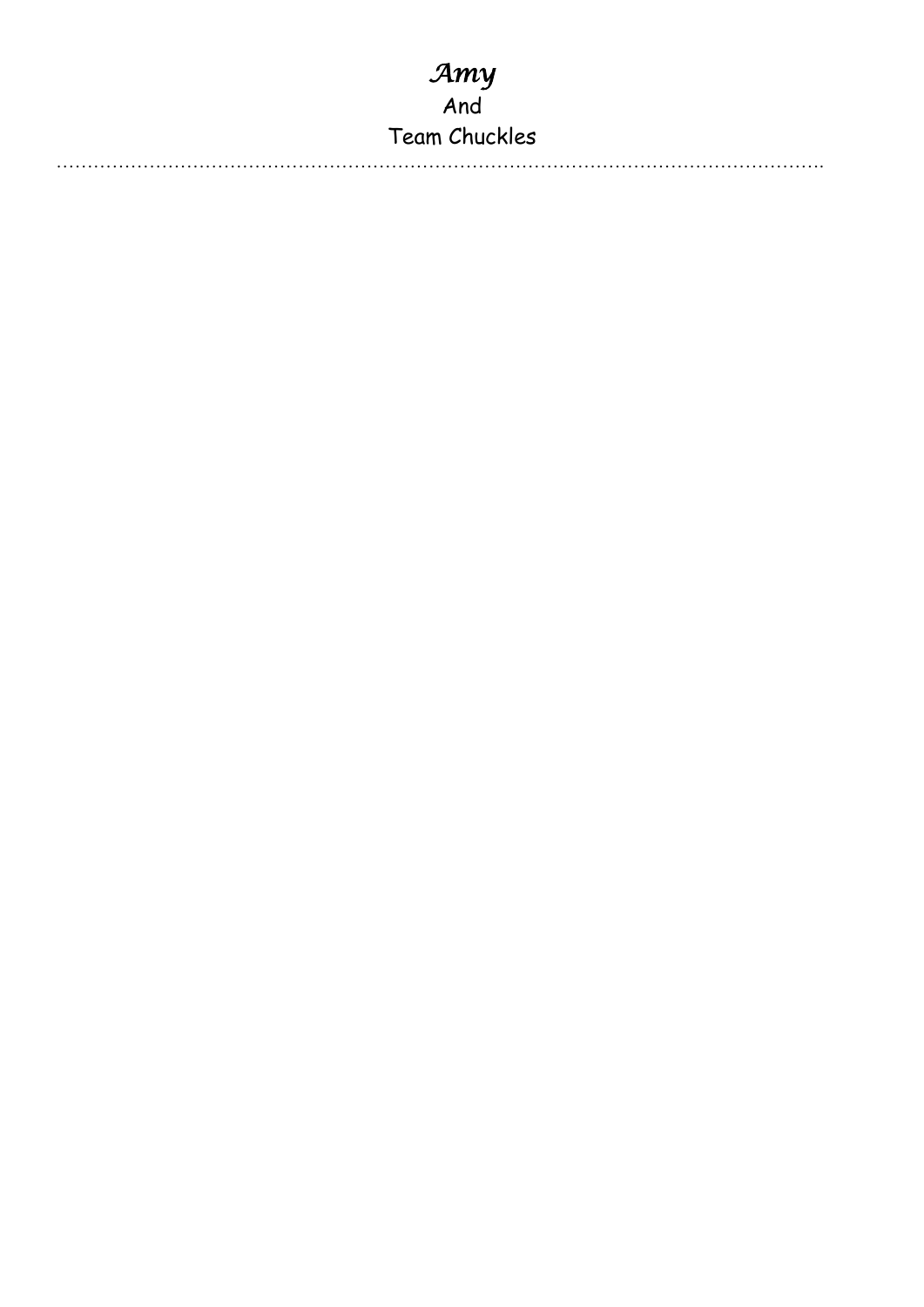*Amy*

And

Team Chuckles

---